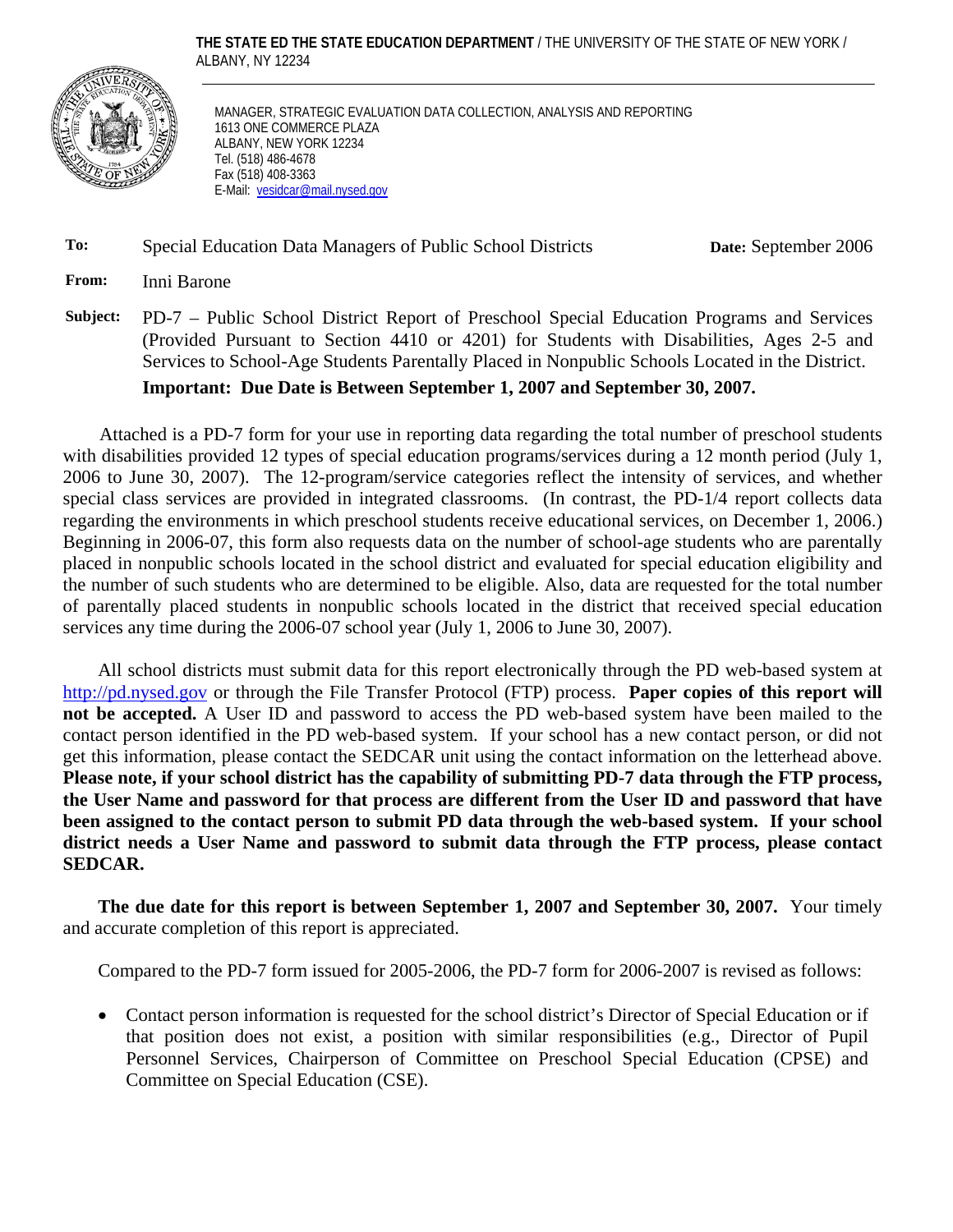**THE STATE ED THE STATE EDUCATION DEPARTMENT** / THE UNIVERSITY OF THE STATE OF NEW YORK / ALBANY, NY 12234

MANAGER, STRATEGIC EVALUATION DATA COLLECTION, ANALYSIS AND REPORTING
1613 ONE COMMERCE PLAZA
ALBANY, NEW YORK 12234
Tel. (518) 486-4678
Fax (518) 408-3363
E-Mail: vesidcar@mail.nysed.gov

**To:** Special Education Data Managers of Public School Districts **Date:** September 2006

**From:** Inni Barone

**Subject:** PD-7 – Public School District Report of Preschool Special Education Programs and Services (Provided Pursuant to Section 4410 or 4201) for Students with Disabilities, Ages 2-5 and Services to School-Age Students Parentally Placed in Nonpublic Schools Located in the District.

**Important: Due Date is Between September 1, 2007 and September 30, 2007.**

Attached is a PD-7 form for your use in reporting data regarding the total number of preschool students with disabilities provided 12 types of special education programs/services during a 12 month period (July 1, 2006 to June 30, 2007). The 12-program/service categories reflect the intensity of services, and whether special class services are provided in integrated classrooms. (In contrast, the PD-1/4 report collects data regarding the environments in which preschool students receive educational services, on December 1, 2006.) Beginning in 2006-07, this form also requests data on the number of school-age students who are parentally placed in nonpublic schools located in the school district and evaluated for special education eligibility and the number of such students who are determined to be eligible. Also, data are requested for the total number of parentally placed students in nonpublic schools located in the district that received special education services any time during the 2006-07 school year (July 1, 2006 to June 30, 2007).

All school districts must submit data for this report electronically through the PD web-based system at http://pd.nysed.gov or through the File Transfer Protocol (FTP) process. **Paper copies of this report will not be accepted.** A User ID and password to access the PD web-based system have been mailed to the contact person identified in the PD web-based system. If your school has a new contact person, or did not get this information, please contact the SEDCAR unit using the contact information on the letterhead above. **Please note, if your school district has the capability of submitting PD-7 data through the FTP process, the User Name and password for that process are different from the User ID and password that have been assigned to the contact person to submit PD data through the web-based system. If your school district needs a User Name and password to submit data through the FTP process, please contact SEDCAR.**

**The due date for this report is between September 1, 2007 and September 30, 2007.** Your timely and accurate completion of this report is appreciated.

Compared to the PD-7 form issued for 2005-2006, the PD-7 form for 2006-2007 is revised as follows:

- Contact person information is requested for the school district's Director of Special Education or if that position does not exist, a position with similar responsibilities (e.g., Director of Pupil Personnel Services, Chairperson of Committee on Preschool Special Education (CPSE) and Committee on Special Education (CSE).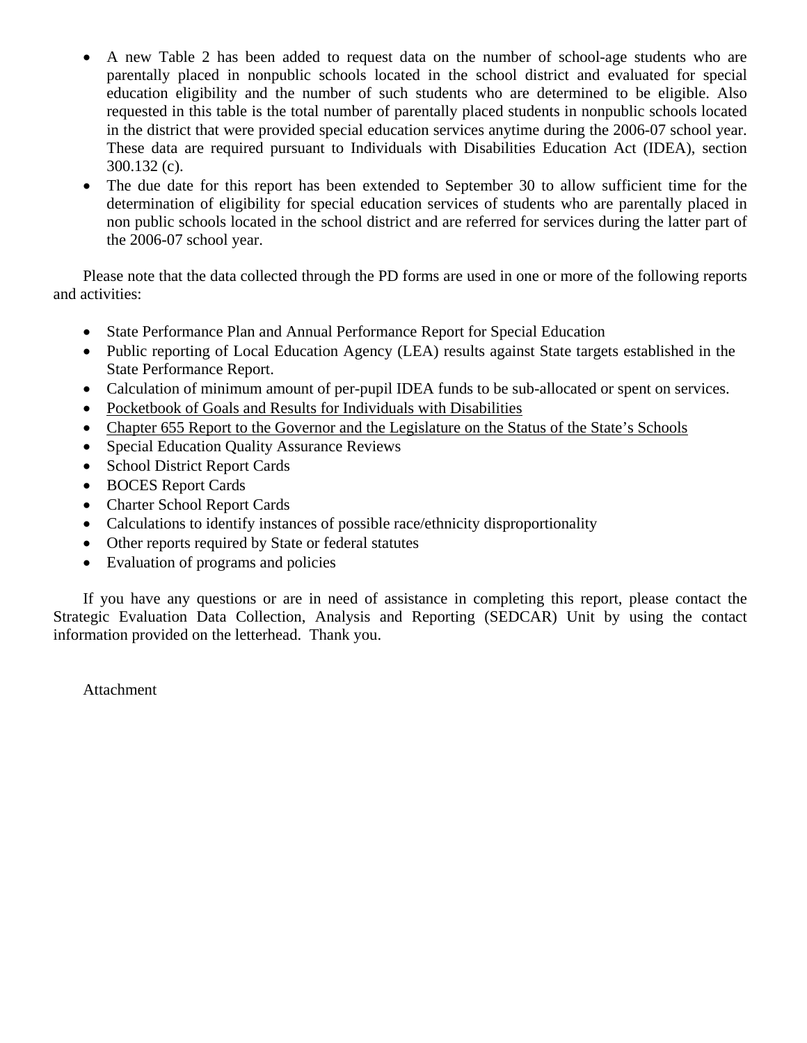- A new Table 2 has been added to request data on the number of school-age students who are parentally placed in nonpublic schools located in the school district and evaluated for special education eligibility and the number of such students who are determined to be eligible. Also requested in this table is the total number of parentally placed students in nonpublic schools located in the district that were provided special education services anytime during the 2006-07 school year. These data are required pursuant to Individuals with Disabilities Education Act (IDEA), section 300.132 (c).
- The due date for this report has been extended to September 30 to allow sufficient time for the determination of eligibility for special education services of students who are parentally placed in non public schools located in the school district and are referred for services during the latter part of the 2006-07 school year.

Please note that the data collected through the PD forms are used in one or more of the following reports and activities:

- State Performance Plan and Annual Performance Report for Special Education
- Public reporting of Local Education Agency (LEA) results against State targets established in the State Performance Report.
- Calculation of minimum amount of per-pupil IDEA funds to be sub-allocated or spent on services.
- Pocketbook of Goals and Results for Individuals with Disabilities
- Chapter 655 Report to the Governor and the Legislature on the Status of the State's Schools
- Special Education Quality Assurance Reviews
- School District Report Cards
- BOCES Report Cards
- Charter School Report Cards
- Calculations to identify instances of possible race/ethnicity disproportionality
- Other reports required by State or federal statutes
- Evaluation of programs and policies

If you have any questions or are in need of assistance in completing this report, please contact the Strategic Evaluation Data Collection, Analysis and Reporting (SEDCAR) Unit by using the contact information provided on the letterhead. Thank you.

Attachment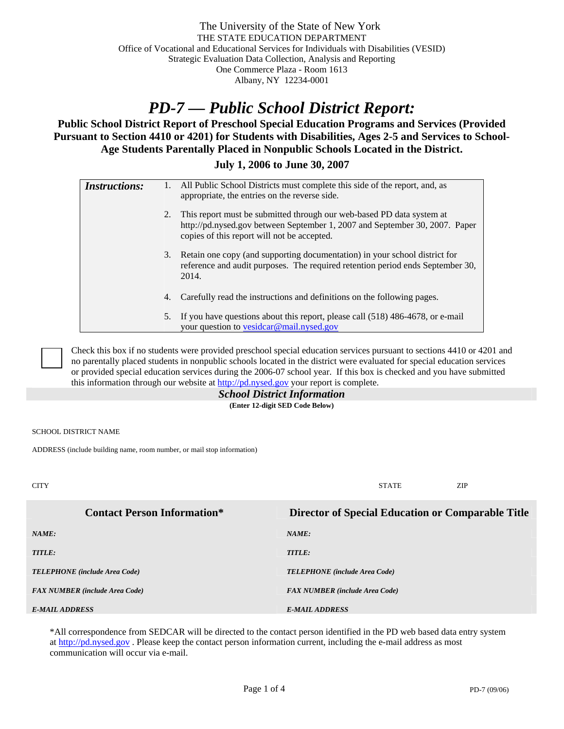The University of the State of New York
THE STATE EDUCATION DEPARTMENT
Office of Vocational and Educational Services for Individuals with Disabilities (VESID)
Strategic Evaluation Data Collection, Analysis and Reporting
One Commerce Plaza - Room 1613
Albany, NY 12234-0001

# *PD-7 — Public School District Report:*

## Public School District Report of Preschool Special Education Programs and Services (Provided Pursuant to Section 4410 or 4201) for Students with Disabilities, Ages 2-5 and Services to School-Age Students Parentally Placed in Nonpublic Schools Located in the District.

### July 1, 2006 to June 30, 2007

***Instructions:***

1. All Public School Districts must complete this side of the report, and, as appropriate, the entries on the reverse side.
2. This report must be submitted through our web-based PD data system at http://pd.nysed.gov between September 1, 2007 and September 30, 2007. Paper copies of this report will not be accepted.
3. Retain one copy (and supporting documentation) in your school district for reference and audit purposes. The required retention period ends September 30, 2014.
4. Carefully read the instructions and definitions on the following pages.
5. If you have questions about this report, please call (518) 486-4678, or e-mail your question to vesidcar@mail.nysed.gov

☐ Check this box if no students were provided preschool special education services pursuant to sections 4410 or 4201 and no parentally placed students in nonpublic schools located in the district were evaluated for special education services or provided special education services during the 2006-07 school year. If this box is checked and you have submitted this information through our website at http://pd.nysed.gov your report is complete.

### *School District Information*

**(Enter 12-digit SED Code Below)**

SCHOOL DISTRICT NAME

ADDRESS (include building name, room number, or mail stop information)

CITY | STATE | ZIP

| Contact Person Information* | Director of Special Education or Comparable Title |
|---|---|
| ***NAME:*** | ***NAME:*** |
| ***TITLE:*** | ***TITLE:*** |
| ***TELEPHONE (include Area Code)*** | ***TELEPHONE (include Area Code)*** |
| ***FAX NUMBER (include Area Code)*** | ***FAX NUMBER (include Area Code)*** |
| ***E-MAIL ADDRESS*** | ***E-MAIL ADDRESS*** |

*All correspondence from SEDCAR will be directed to the contact person identified in the PD web based data entry system at http://pd.nysed.gov . Please keep the contact person information current, including the e-mail address as most communication will occur via e-mail.

PD-7 (09/06)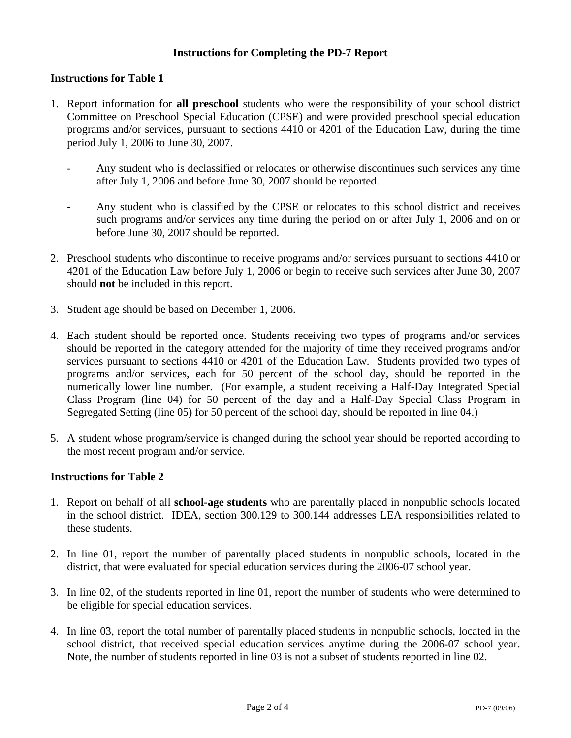## Instructions for Completing the PD-7 Report

### Instructions for Table 1

1. Report information for **all preschool** students who were the responsibility of your school district Committee on Preschool Special Education (CPSE) and were provided preschool special education programs and/or services, pursuant to sections 4410 or 4201 of the Education Law, during the time period July 1, 2006 to June 30, 2007.
   - Any student who is declassified or relocates or otherwise discontinues such services any time after July 1, 2006 and before June 30, 2007 should be reported.
   - Any student who is classified by the CPSE or relocates to this school district and receives such programs and/or services any time during the period on or after July 1, 2006 and on or before June 30, 2007 should be reported.
2. Preschool students who discontinue to receive programs and/or services pursuant to sections 4410 or 4201 of the Education Law before July 1, 2006 or begin to receive such services after June 30, 2007 should **not** be included in this report.
3. Student age should be based on December 1, 2006.
4. Each student should be reported once. Students receiving two types of programs and/or services should be reported in the category attended for the majority of time they received programs and/or services pursuant to sections 4410 or 4201 of the Education Law. Students provided two types of programs and/or services, each for 50 percent of the school day, should be reported in the numerically lower line number. (For example, a student receiving a Half-Day Integrated Special Class Program (line 04) for 50 percent of the day and a Half-Day Special Class Program in Segregated Setting (line 05) for 50 percent of the school day, should be reported in line 04.)
5. A student whose program/service is changed during the school year should be reported according to the most recent program and/or service.

### Instructions for Table 2

1. Report on behalf of all **school-age students** who are parentally placed in nonpublic schools located in the school district. IDEA, section 300.129 to 300.144 addresses LEA responsibilities related to these students.
2. In line 01, report the number of parentally placed students in nonpublic schools, located in the district, that were evaluated for special education services during the 2006-07 school year.
3. In line 02, of the students reported in line 01, report the number of students who were determined to be eligible for special education services.
4. In line 03, report the total number of parentally placed students in nonpublic schools, located in the school district, that received special education services anytime during the 2006-07 school year. Note, the number of students reported in line 03 is not a subset of students reported in line 02.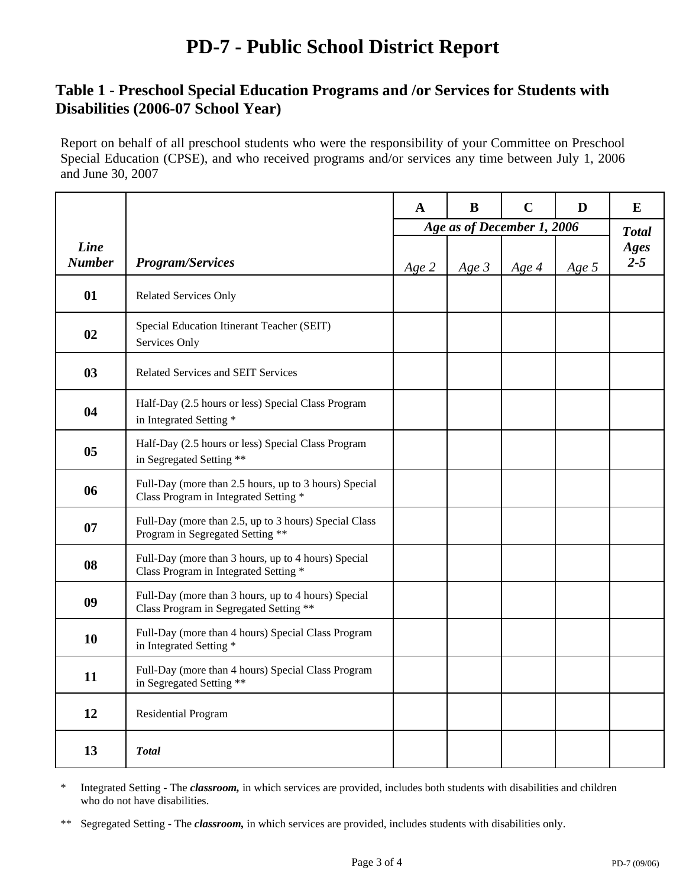# PD-7 - Public School District Report

## Table 1 - Preschool Special Education Programs and /or Services for Students with Disabilities (2006-07 School Year)

Report on behalf of all preschool students who were the responsibility of your Committee on Preschool Special Education (CPSE), and who received programs and/or services any time between July 1, 2006 and June 30, 2007

| | | A | B | C | D | E |
|---|---|---|---|---|---|---|
| | | *Age as of December 1, 2006* | | | | ***Total Ages 2-5*** |
| ***Line Number*** | ***Program/Services*** | *Age 2* | *Age 3* | *Age 4* | *Age 5* | |
| **01** | Related Services Only | | | | | |
| **02** | Special Education Itinerant Teacher (SEIT) Services Only | | | | | |
| **03** | Related Services and SEIT Services | | | | | |
| **04** | Half-Day (2.5 hours or less) Special Class Program in Integrated Setting * | | | | | |
| **05** | Half-Day (2.5 hours or less) Special Class Program in Segregated Setting ** | | | | | |
| **06** | Full-Day (more than 2.5 hours, up to 3 hours) Special Class Program in Integrated Setting * | | | | | |
| **07** | Full-Day (more than 2.5, up to 3 hours) Special Class Program in Segregated Setting ** | | | | | |
| **08** | Full-Day (more than 3 hours, up to 4 hours) Special Class Program in Integrated Setting * | | | | | |
| **09** | Full-Day (more than 3 hours, up to 4 hours) Special Class Program in Segregated Setting ** | | | | | |
| **10** | Full-Day (more than 4 hours) Special Class Program in Integrated Setting * | | | | | |
| **11** | Full-Day (more than 4 hours) Special Class Program in Segregated Setting ** | | | | | |
| **12** | Residential Program | | | | | |
| **13** | ***Total*** | | | | | |

\* Integrated Setting - The ***classroom,*** in which services are provided, includes both students with disabilities and children who do not have disabilities.

\** Segregated Setting - The ***classroom,*** in which services are provided, includes students with disabilities only.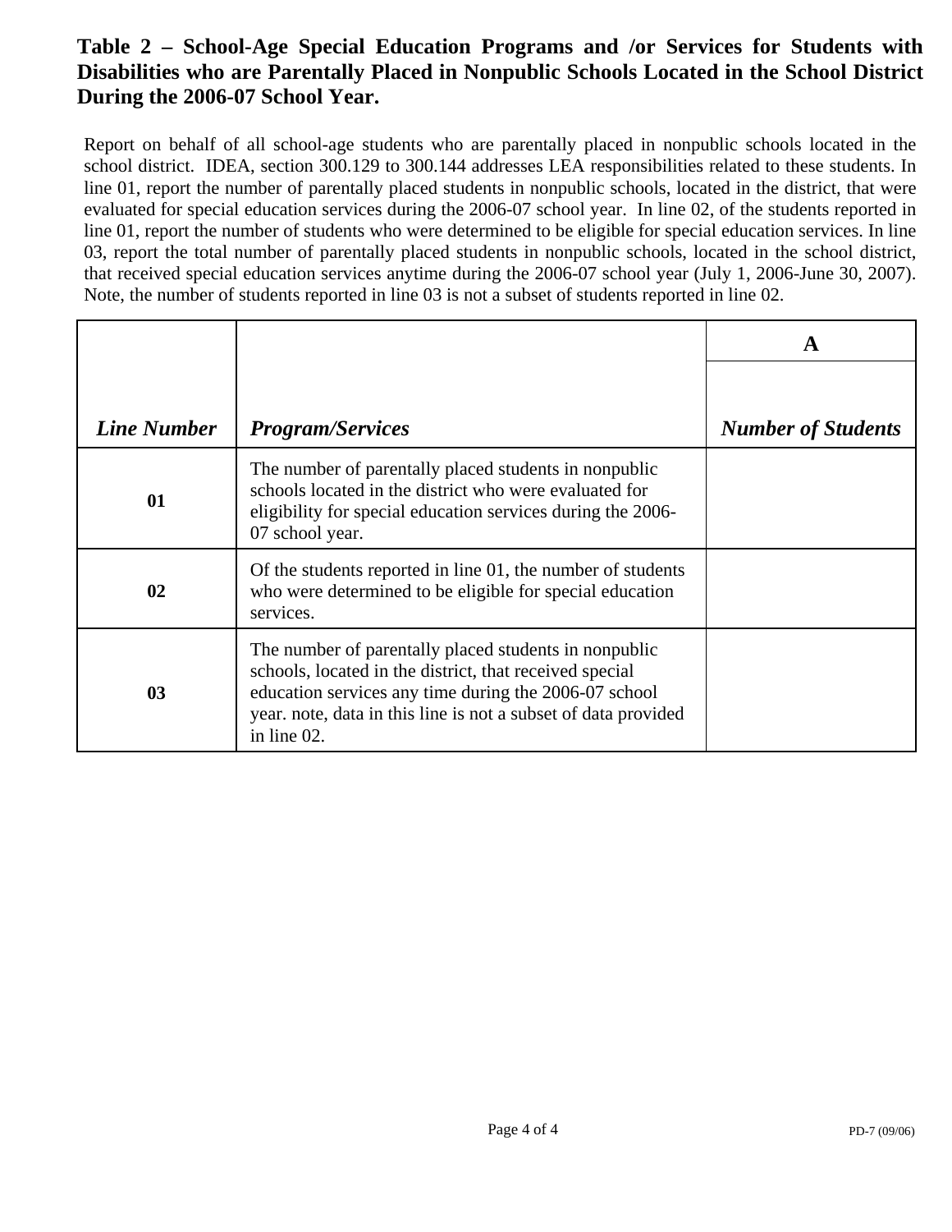## Table 2 – School-Age Special Education Programs and /or Services for Students with Disabilities who are Parentally Placed in Nonpublic Schools Located in the School District During the 2006-07 School Year.

Report on behalf of all school-age students who are parentally placed in nonpublic schools located in the school district. IDEA, section 300.129 to 300.144 addresses LEA responsibilities related to these students. In line 01, report the number of parentally placed students in nonpublic schools, located in the district, that were evaluated for special education services during the 2006-07 school year. In line 02, of the students reported in line 01, report the number of students who were determined to be eligible for special education services. In line 03, report the total number of parentally placed students in nonpublic schools, located in the school district, that received special education services anytime during the 2006-07 school year (July 1, 2006-June 30, 2007). Note, the number of students reported in line 03 is not a subset of students reported in line 02.

| | | A |
|---|---|---|
| ***Line Number*** | ***Program/Services*** | ***Number of Students*** |
| **01** | The number of parentally placed students in nonpublic schools located in the district who were evaluated for eligibility for special education services during the 2006-07 school year. | |
| **02** | Of the students reported in line 01, the number of students who were determined to be eligible for special education services. | |
| **03** | The number of parentally placed students in nonpublic schools, located in the district, that received special education services any time during the 2006-07 school year. note, data in this line is not a subset of data provided in line 02. | |

PD-7 (09/06)